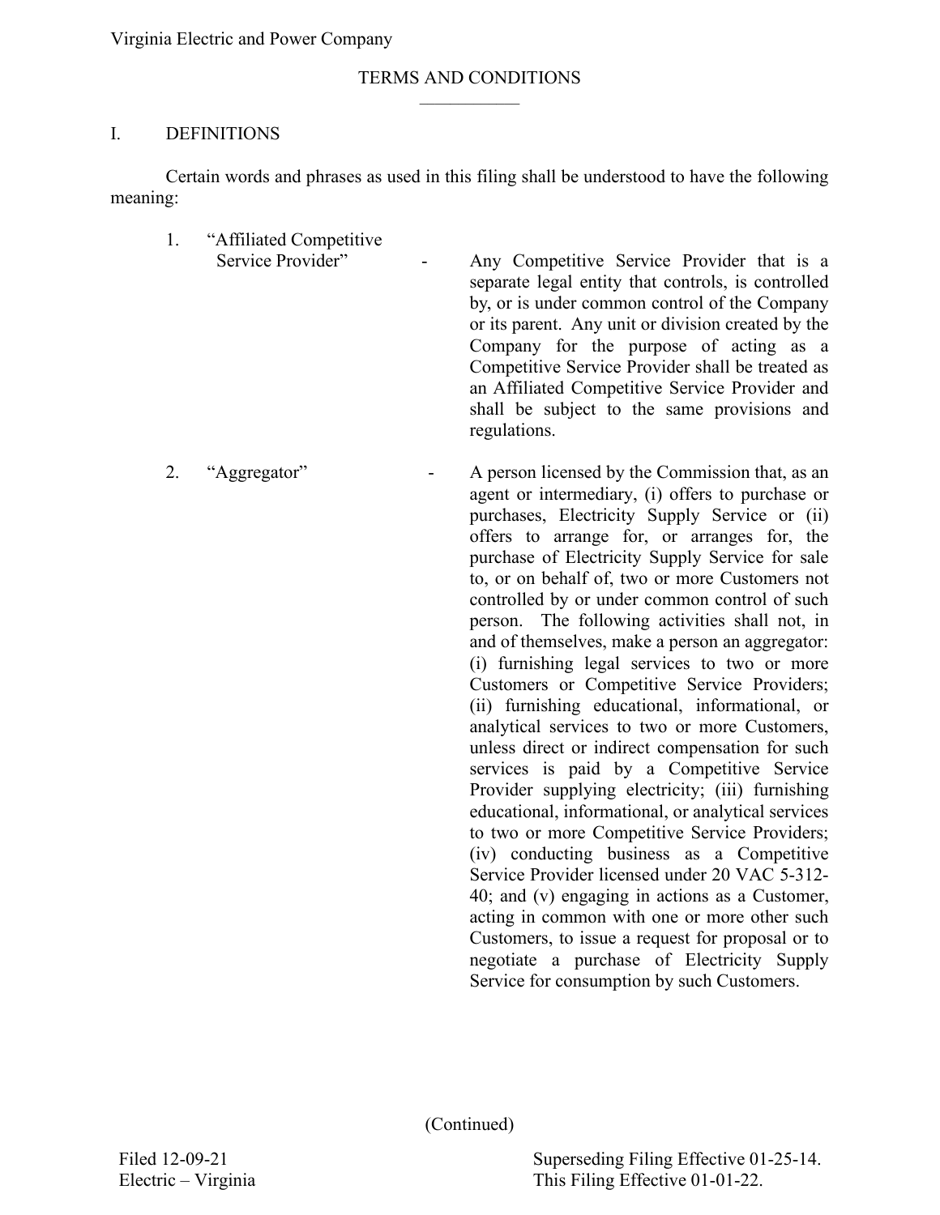Virginia Electric and Power Company

## TERMS AND CONDITIONS

### I. DEFINITIONS

Certain words and phrases as used in this filing shall be understood to have the following meaning:

1. "Affiliated Competitive Service Provider" - Any Competitive Service Provider that is a separate legal entity that controls, is controlled by, or is under common control of the Company or its parent. Any unit or division created by the Company for the purpose of acting as a Competitive Service Provider shall be treated as an Affiliated Competitive Service Provider and shall be subject to the same provisions and regulations.

2. "Aggregator" - A person licensed by the Commission that, as an agent or intermediary, (i) offers to purchase or purchases, Electricity Supply Service or (ii) offers to arrange for, or arranges for, the purchase of Electricity Supply Service for sale to, or on behalf of, two or more Customers not controlled by or under common control of such person. The following activities shall not, in and of themselves, make a person an aggregator: (i) furnishing legal services to two or more Customers or Competitive Service Providers; (ii) furnishing educational, informational, or analytical services to two or more Customers, unless direct or indirect compensation for such services is paid by a Competitive Service Provider supplying electricity; (iii) furnishing educational, informational, or analytical services to two or more Competitive Service Providers; (iv) conducting business as a Competitive Service Provider licensed under 20 VAC 5-312-40; and (v) engaging in actions as a Customer, acting in common with one or more other such Customers, to issue a request for proposal or to negotiate a purchase of Electricity Supply Service for consumption by such Customers.

(Continued)

Filed 12-09-21
Electric – Virginia

Superseding Filing Effective 01-25-14.
This Filing Effective 01-01-22.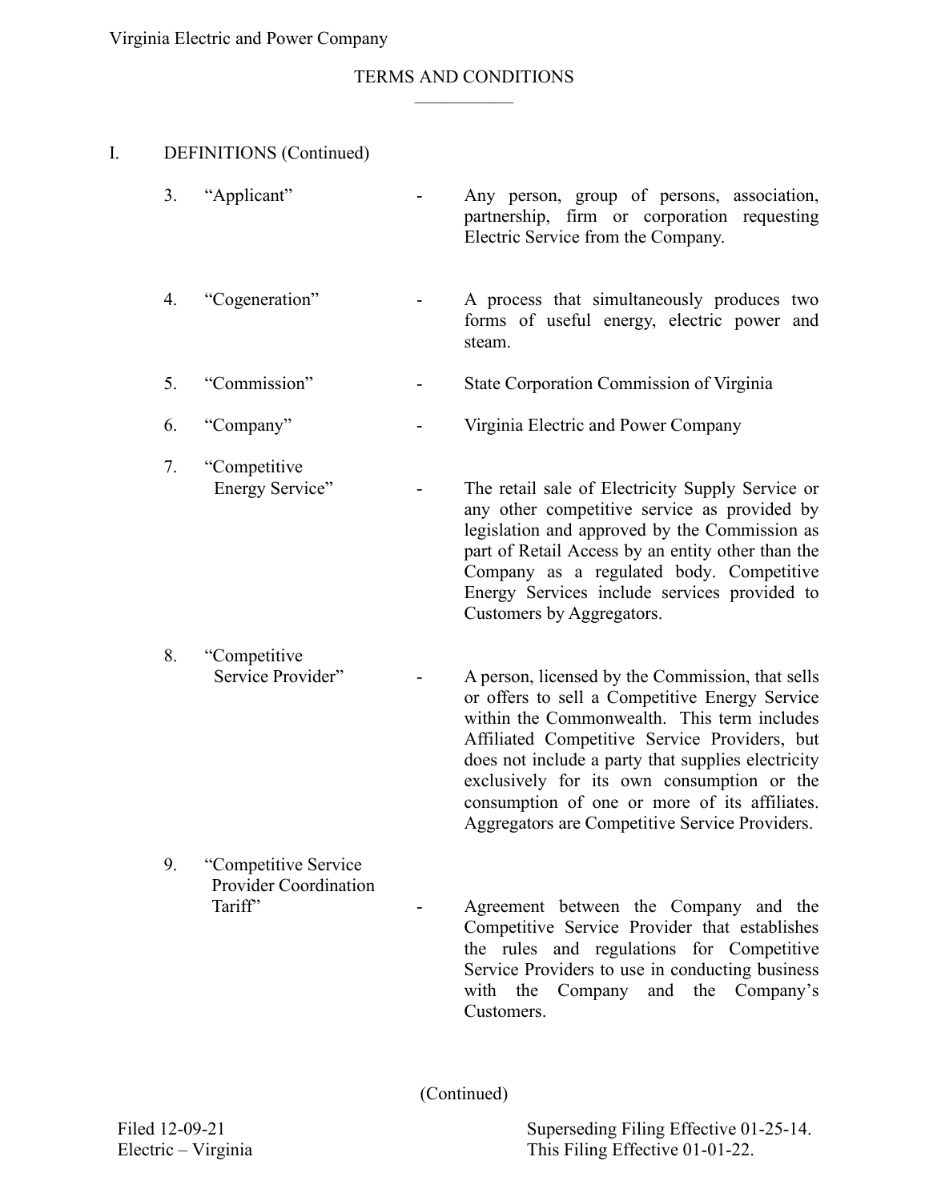# TERMS AND CONDITIONS

## I. DEFINITIONS (Continued)

| | Term | | Definition |
|---|---|---|---|
| 3. | "Applicant" | - | Any person, group of persons, association, partnership, firm or corporation requesting Electric Service from the Company. |
| 4. | "Cogeneration" | - | A process that simultaneously produces two forms of useful energy, electric power and steam. |
| 5. | "Commission" | - | State Corporation Commission of Virginia |
| 6. | "Company" | - | Virginia Electric and Power Company |
| 7. | "Competitive Energy Service" | - | The retail sale of Electricity Supply Service or any other competitive service as provided by legislation and approved by the Commission as part of Retail Access by an entity other than the Company as a regulated body. Competitive Energy Services include services provided to Customers by Aggregators. |
| 8. | "Competitive Service Provider" | - | A person, licensed by the Commission, that sells or offers to sell a Competitive Energy Service within the Commonwealth. This term includes Affiliated Competitive Service Providers, but does not include a party that supplies electricity exclusively for its own consumption or the consumption of one or more of its affiliates. Aggregators are Competitive Service Providers. |
| 9. | "Competitive Service Provider Coordination Tariff" | - | Agreement between the Company and the Competitive Service Provider that establishes the rules and regulations for Competitive Service Providers to use in conducting business with the Company and the Company's Customers. |

(Continued)

Filed 12-09-21
Electric – Virginia

Superseding Filing Effective 01-25-14.
This Filing Effective 01-01-22.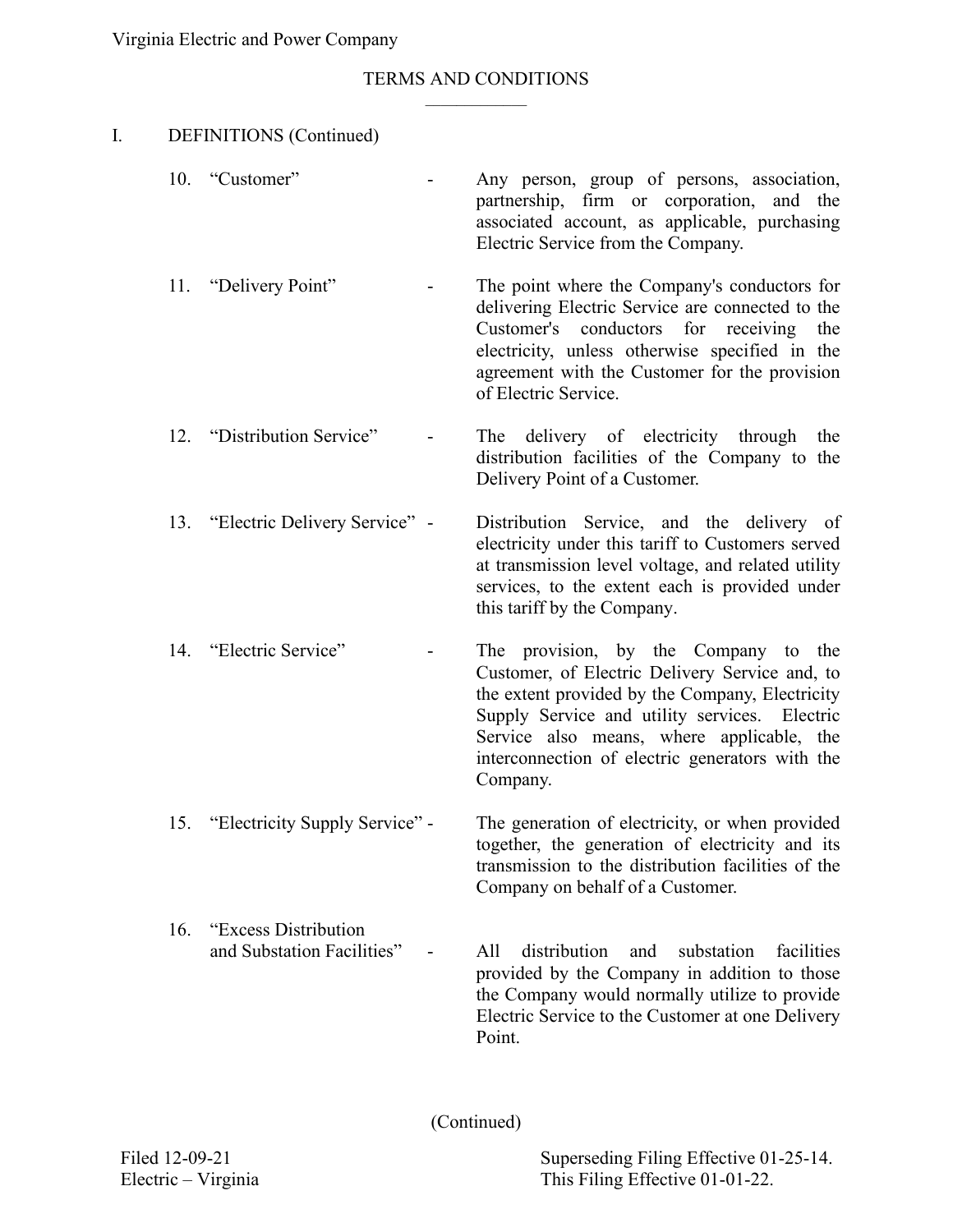Virginia Electric and Power Company

TERMS AND CONDITIONS

## I. DEFINITIONS (Continued)

10. "Customer" - Any person, group of persons, association, partnership, firm or corporation, and the associated account, as applicable, purchasing Electric Service from the Company.

11. "Delivery Point" - The point where the Company's conductors for delivering Electric Service are connected to the Customer's conductors for receiving the electricity, unless otherwise specified in the agreement with the Customer for the provision of Electric Service.

12. "Distribution Service" - The delivery of electricity through the distribution facilities of the Company to the Delivery Point of a Customer.

13. "Electric Delivery Service" - Distribution Service, and the delivery of electricity under this tariff to Customers served at transmission level voltage, and related utility services, to the extent each is provided under this tariff by the Company.

14. "Electric Service" - The provision, by the Company to the Customer, of Electric Delivery Service and, to the extent provided by the Company, Electricity Supply Service and utility services. Electric Service also means, where applicable, the interconnection of electric generators with the Company.

15. "Electricity Supply Service" - The generation of electricity, or when provided together, the generation of electricity and its transmission to the distribution facilities of the Company on behalf of a Customer.

16. "Excess Distribution and Substation Facilities" - All distribution and substation facilities provided by the Company in addition to those the Company would normally utilize to provide Electric Service to the Customer at one Delivery Point.

(Continued)

Filed 12-09-21
Electric – Virginia

Superseding Filing Effective 01-25-14.
This Filing Effective 01-01-22.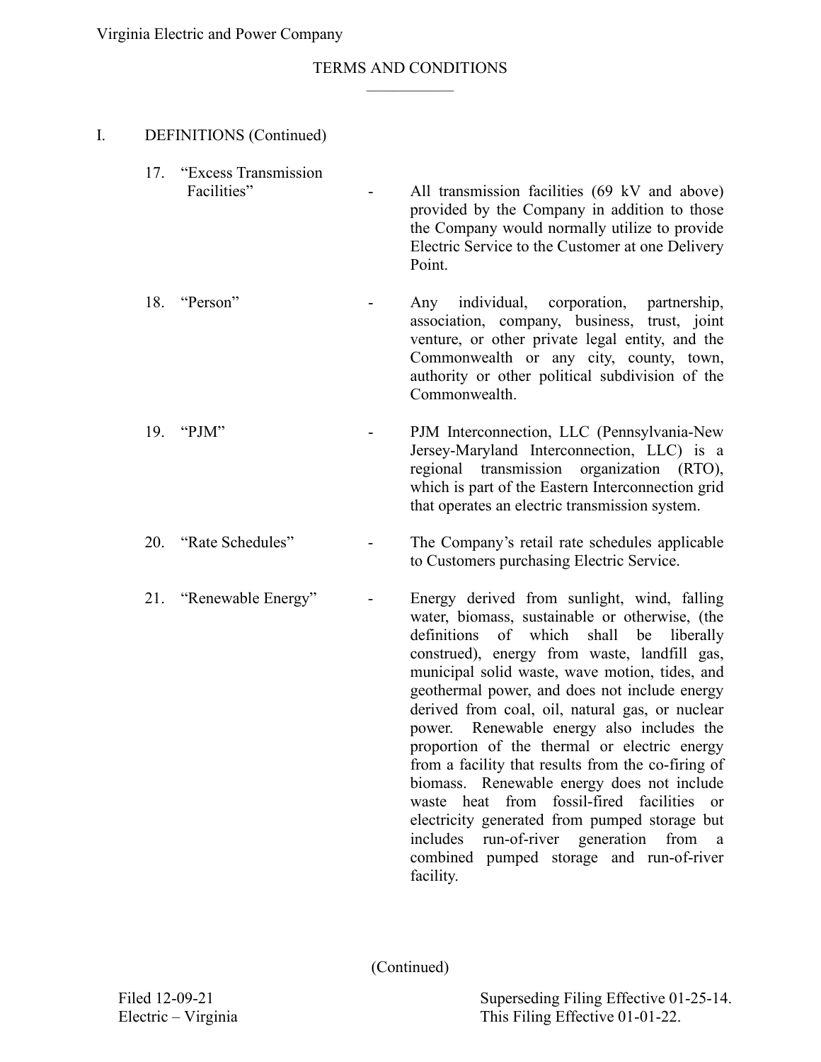Virginia Electric and Power Company

# TERMS AND CONDITIONS

## I. DEFINITIONS (Continued)

17. "Excess Transmission Facilities" - All transmission facilities (69 kV and above) provided by the Company in addition to those the Company would normally utilize to provide Electric Service to the Customer at one Delivery Point.

18. "Person" - Any individual, corporation, partnership, association, company, business, trust, joint venture, or other private legal entity, and the Commonwealth or any city, county, town, authority or other political subdivision of the Commonwealth.

19. "PJM" - PJM Interconnection, LLC (Pennsylvania-New Jersey-Maryland Interconnection, LLC) is a regional transmission organization (RTO), which is part of the Eastern Interconnection grid that operates an electric transmission system.

20. "Rate Schedules" - The Company's retail rate schedules applicable to Customers purchasing Electric Service.

21. "Renewable Energy" - Energy derived from sunlight, wind, falling water, biomass, sustainable or otherwise, (the definitions of which shall be liberally construed), energy from waste, landfill gas, municipal solid waste, wave motion, tides, and geothermal power, and does not include energy derived from coal, oil, natural gas, or nuclear power. Renewable energy also includes the proportion of the thermal or electric energy from a facility that results from the co-firing of biomass. Renewable energy does not include waste heat from fossil-fired facilities or electricity generated from pumped storage but includes run-of-river generation from a combined pumped storage and run-of-river facility.

(Continued)

Filed 12-09-21
Electric – Virginia

Superseding Filing Effective 01-25-14.
This Filing Effective 01-01-22.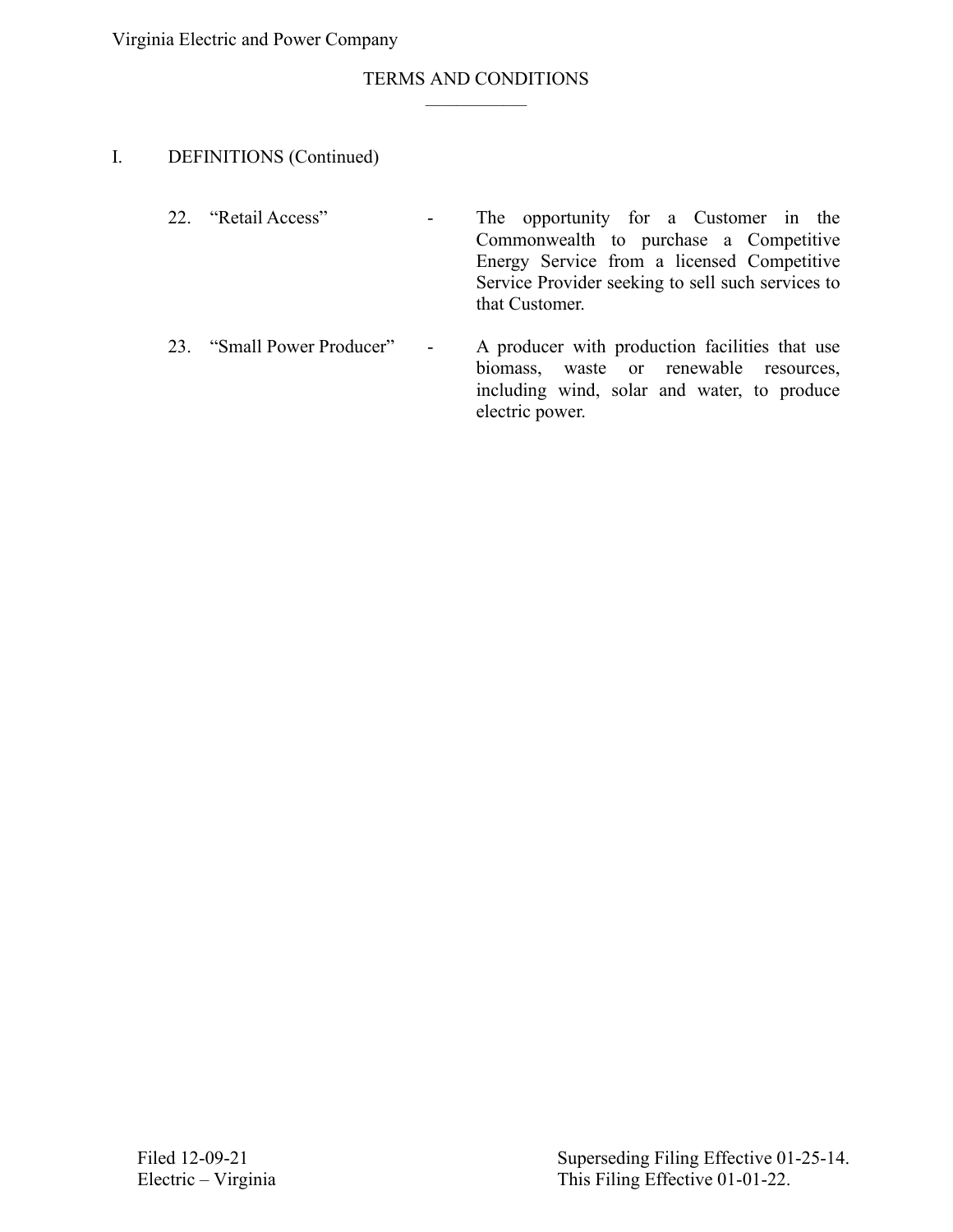Virginia Electric and Power Company

TERMS AND CONDITIONS

## I. DEFINITIONS (Continued)

| | | |
|---|---|---|
| 22. “Retail Access” | - | The opportunity for a Customer in the Commonwealth to purchase a Competitive Energy Service from a licensed Competitive Service Provider seeking to sell such services to that Customer. |
| 23. “Small Power Producer” | - | A producer with production facilities that use biomass, waste or renewable resources, including wind, solar and water, to produce electric power. |

Filed 12-09-21
Electric – Virginia

Superseding Filing Effective 01-25-14.
This Filing Effective 01-01-22.